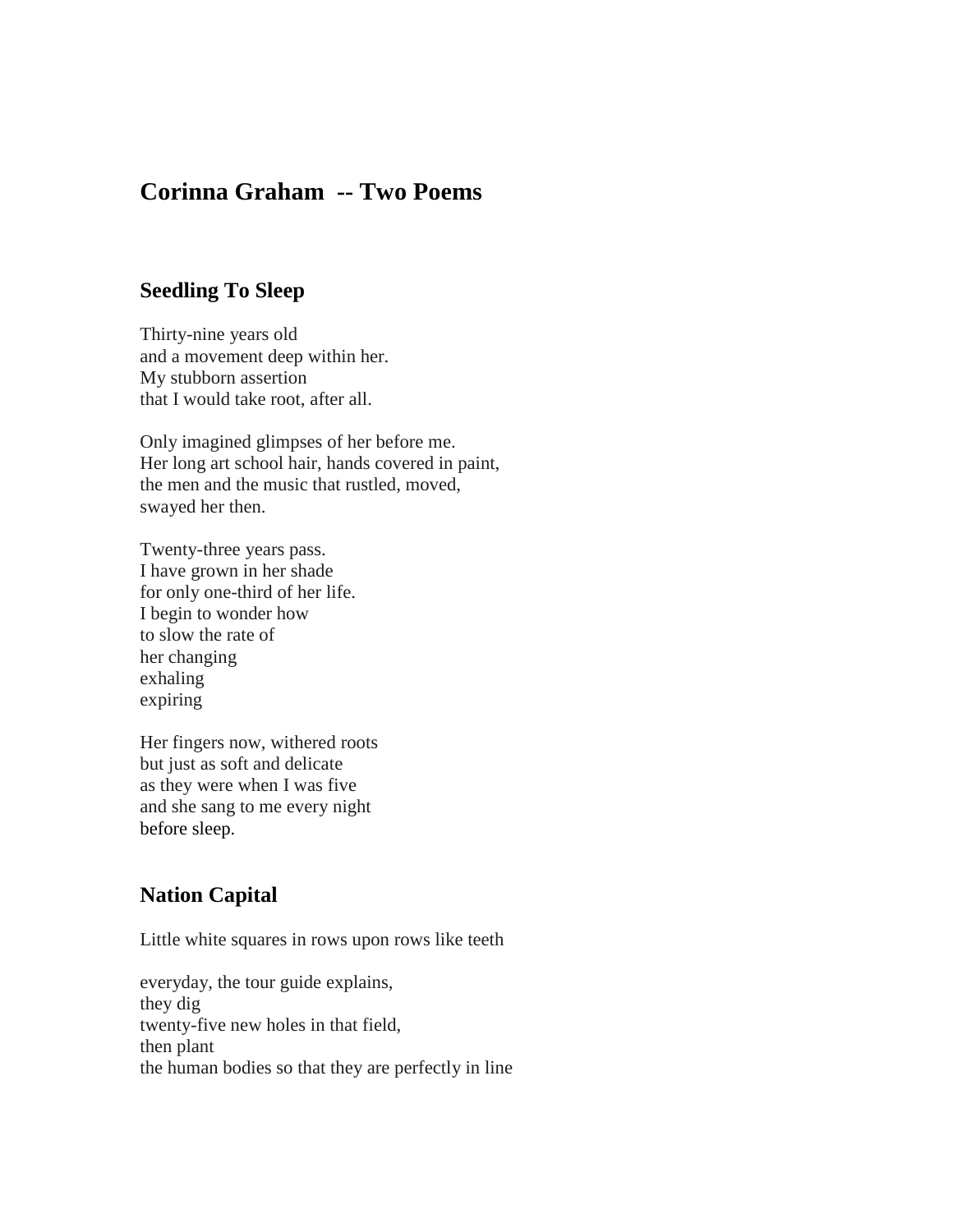# Corinna Graham -- Two Poems

## Seedling To Sleep

Thirty-nine years old  
and a movement deep within her.  
My stubborn assertion  
that I would take root, after all.

Only imagined glimpses of her before me.  
Her long art school hair, hands covered in paint,  
the men and the music that rustled, moved,  
swayed her then.

Twenty-three years pass.  
I have grown in her shade  
for only one-third of her life.  
I begin to wonder how  
to slow the rate of  
her changing  
exhaling  
expiring

Her fingers now, withered roots  
but just as soft and delicate  
as they were when I was five  
and she sang to me every night  
before sleep.

## Nation Capital

Little white squares in rows upon rows like teeth

everyday, the tour guide explains,  
they dig  
twenty-five new holes in that field,  
then plant  
the human bodies so that they are perfectly in line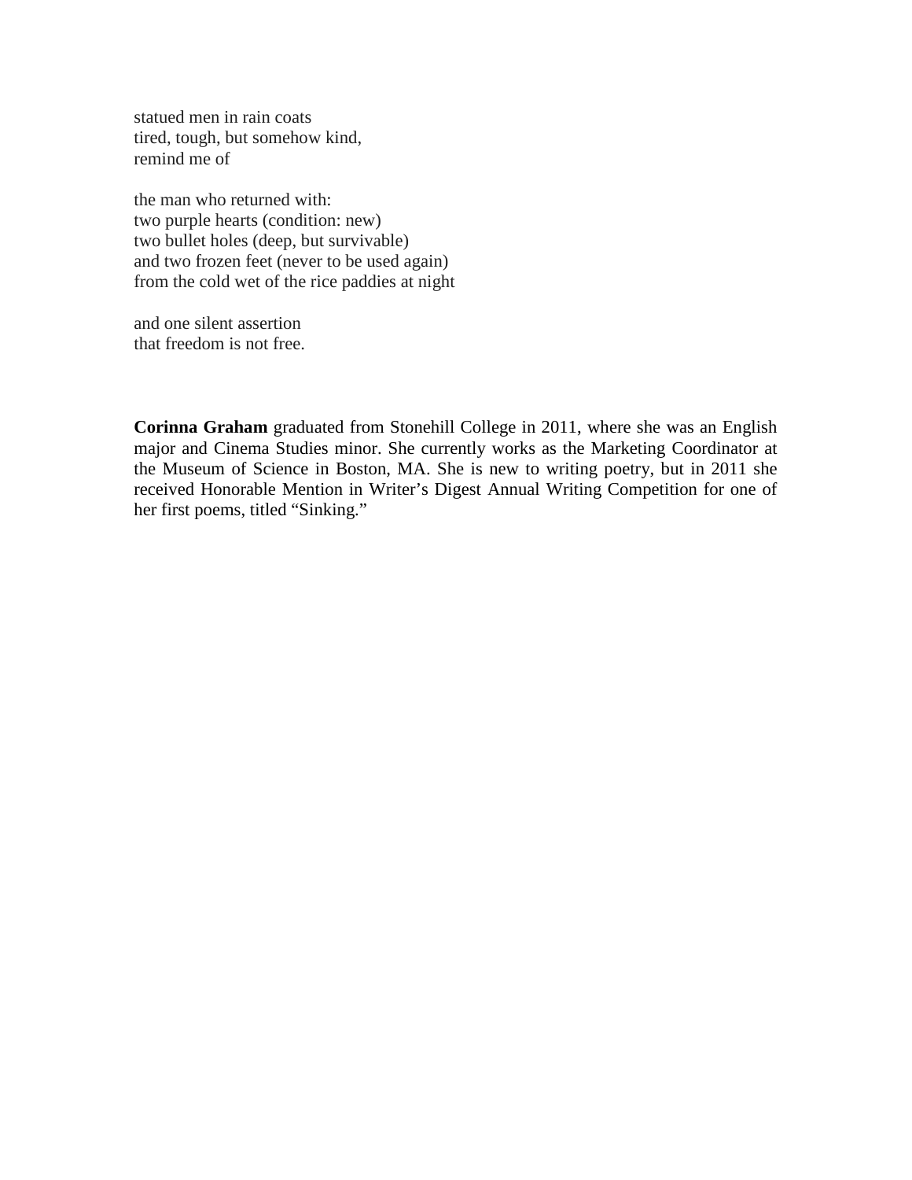statued men in rain coats  
tired, tough, but somehow kind,  
remind me of

the man who returned with:  
two purple hearts (condition: new)  
two bullet holes (deep, but survivable)  
and two frozen feet (never to be used again)  
from the cold wet of the rice paddies at night

and one silent assertion  
that freedom is not free.

**Corinna Graham** graduated from Stonehill College in 2011, where she was an English major and Cinema Studies minor. She currently works as the Marketing Coordinator at the Museum of Science in Boston, MA. She is new to writing poetry, but in 2011 she received Honorable Mention in Writer's Digest Annual Writing Competition for one of her first poems, titled "Sinking."